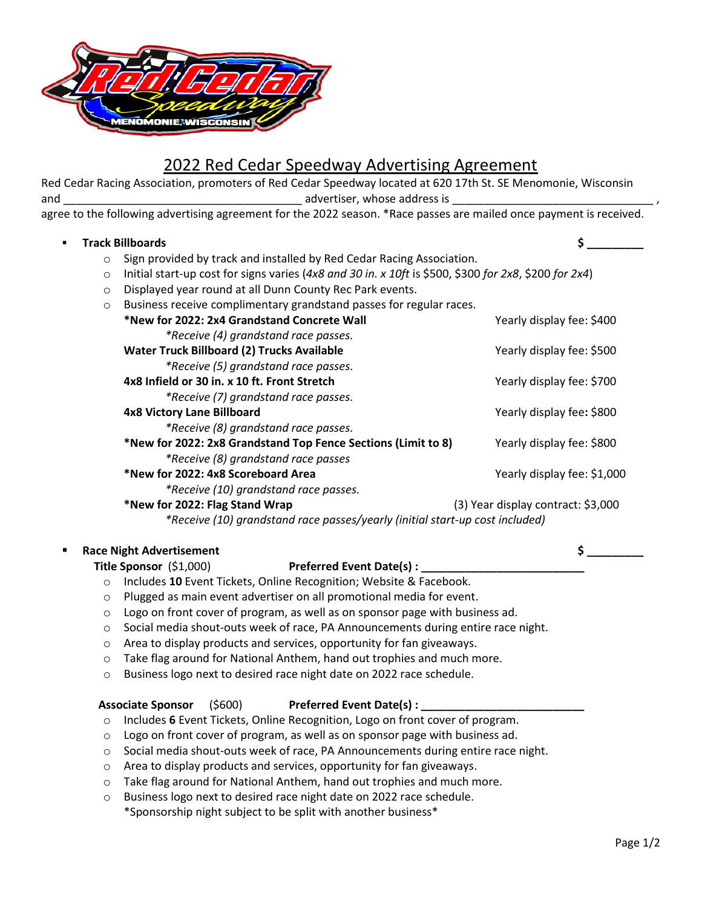# 2022 Red Cedar Speedway Advertising Agreement

Red Cedar Racing Association, promoters of Red Cedar Speedway located at 620 17th St. SE Menomonie, Wisconsin and ______________________________________ advertiser, whose address is ________________________________ , agree to the following advertising agreement for the 2022 season. *Race passes are mailed once payment is received.

- **Track Billboards** **$ _________**
  - Sign provided by track and installed by Red Cedar Racing Association.
  - Initial start-up cost for signs varies (*4x8 and 30 in. x 10ft* is $500, $300 *for 2x8*, $200 *for 2x4*)
  - Displayed year round at all Dunn County Rec Park events.
  - Business receive complimentary grandstand passes for regular races.

    **\*New for 2022: 2x4 Grandstand Concrete Wall** — Yearly display fee: $400
    *\*Receive (4) grandstand race passes.*

    **Water Truck Billboard (2) Trucks Available** — Yearly display fee: $500
    *\*Receive (5) grandstand race passes.*

    **4x8 Infield or 30 in. x 10 ft. Front Stretch** — Yearly display fee: $700
    *\*Receive (7) grandstand race passes.*

    **4x8 Victory Lane Billboard** — Yearly display fee: $800
    *\*Receive (8) grandstand race passes.*

    **\*New for 2022: 2x8 Grandstand Top Fence Sections (Limit to 8)** — Yearly display fee: $800
    *\*Receive (8) grandstand race passes*

    **\*New for 2022: 4x8 Scoreboard Area** — Yearly display fee: $1,000
    *\*Receive (10) grandstand race passes.*

    **\*New for 2022: Flag Stand Wrap** — (3) Year display contract: $3,000
    *\*Receive (10) grandstand race passes/yearly (initial start-up cost included)*

- **Race Night Advertisement** **$ _________**

  **Title Sponsor** ($1,000) **Preferred Event Date(s) : ___________________________**
  - Includes **10** Event Tickets, Online Recognition; Website & Facebook.
  - Plugged as main event advertiser on all promotional media for event.
  - Logo on front cover of program, as well as on sponsor page with business ad.
  - Social media shout-outs week of race, PA Announcements during entire race night.
  - Area to display products and services, opportunity for fan giveaways.
  - Take flag around for National Anthem, hand out trophies and much more.
  - Business logo next to desired race night date on 2022 race schedule.

  **Associate Sponsor** ($600) **Preferred Event Date(s) : ___________________________**
  - Includes **6** Event Tickets, Online Recognition, Logo on front cover of program.
  - Logo on front cover of program, as well as on sponsor page with business ad.
  - Social media shout-outs week of race, PA Announcements during entire race night.
  - Area to display products and services, opportunity for fan giveaways.
  - Take flag around for National Anthem, hand out trophies and much more.
  - Business logo next to desired race night date on 2022 race schedule.
    *Sponsorship night subject to be split with another business*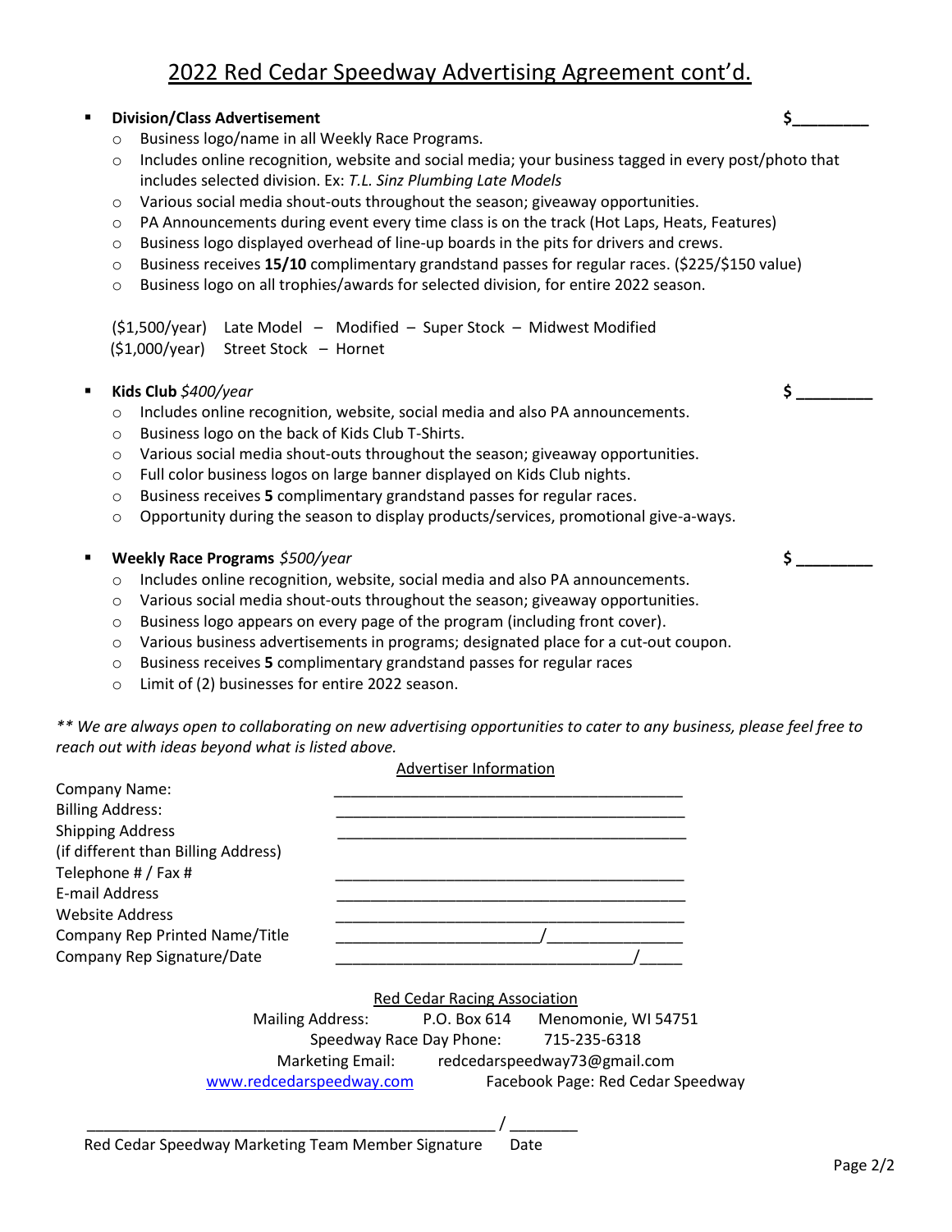# 2022 Red Cedar Speedway Advertising Agreement cont'd.

- **Division/Class Advertisement** $_________
  - Business logo/name in all Weekly Race Programs.
  - Includes online recognition, website and social media; your business tagged in every post/photo that includes selected division. Ex: *T.L. Sinz Plumbing Late Models*
  - Various social media shout-outs throughout the season; giveaway opportunities.
  - PA Announcements during event every time class is on the track (Hot Laps, Heats, Features)
  - Business logo displayed overhead of line-up boards in the pits for drivers and crews.
  - Business receives **15/10** complimentary grandstand passes for regular races. ($225/$150 value)
  - Business logo on all trophies/awards for selected division, for entire 2022 season.

  ($1,500/year) Late Model – Modified – Super Stock – Midwest Modified
  ($1,000/year) Street Stock – Hornet

- **Kids Club** *$400/year* $ _________
  - Includes online recognition, website, social media and also PA announcements.
  - Business logo on the back of Kids Club T-Shirts.
  - Various social media shout-outs throughout the season; giveaway opportunities.
  - Full color business logos on large banner displayed on Kids Club nights.
  - Business receives **5** complimentary grandstand passes for regular races.
  - Opportunity during the season to display products/services, promotional give-a-ways.

- **Weekly Race Programs** *$500/year* $ _________
  - Includes online recognition, website, social media and also PA announcements.
  - Various social media shout-outs throughout the season; giveaway opportunities.
  - Business logo appears on every page of the program (including front cover).
  - Various business advertisements in programs; designated place for a cut-out coupon.
  - Business receives **5** complimentary grandstand passes for regular races
  - Limit of (2) businesses for entire 2022 season.

*** We are always open to collaborating on new advertising opportunities to cater to any business, please feel free to reach out with ideas beyond what is listed above.*

## Advertiser Information

Company Name: ________________________________________

Billing Address: ________________________________________

Shipping Address (if different than Billing Address) ________________________________________

Telephone # / Fax # ________________________________________

E-mail Address ________________________________________

Website Address ________________________________________

Company Rep Printed Name/Title ______________________/_______________

Company Rep Signature/Date _________________________________/_____

## Red Cedar Racing Association

Mailing Address: P.O. Box 614 Menomonie, WI 54751

Speedway Race Day Phone: 715-235-6318

Marketing Email: redcedarspeedway73@gmail.com

www.redcedarspeedway.com Facebook Page: Red Cedar Speedway

_______________________________________________ / ________

Red Cedar Speedway Marketing Team Member Signature Date